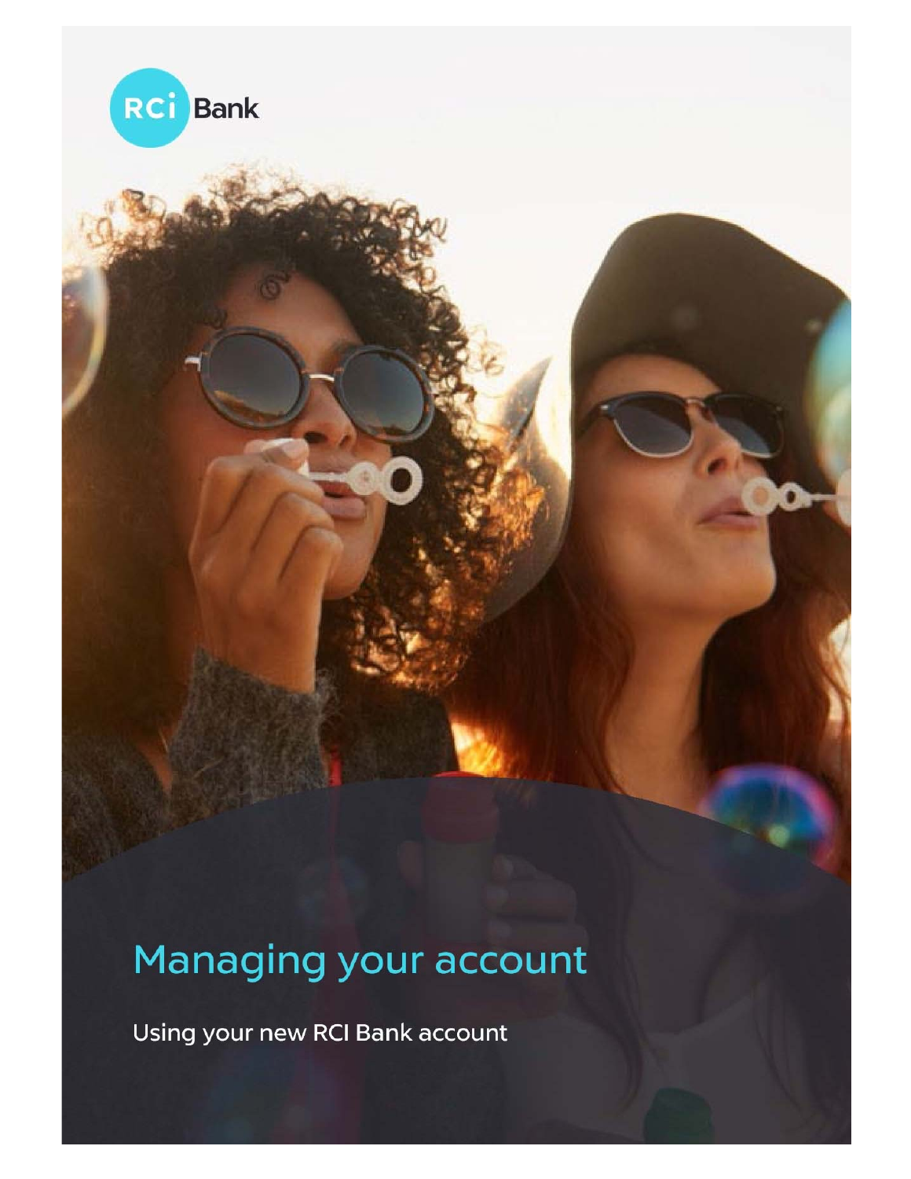RCi Bank

# Managing your account

Using your new RCI Bank account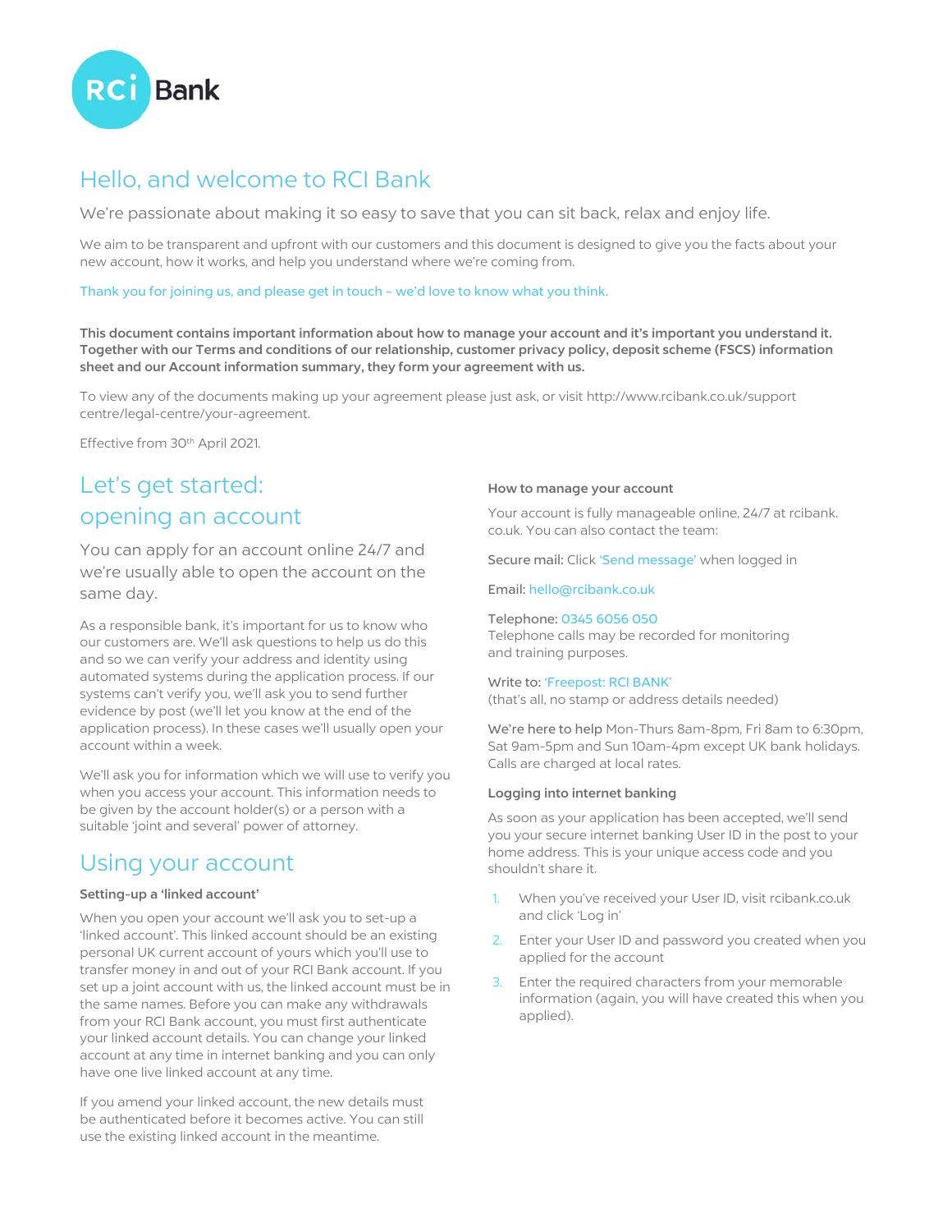RCi Bank

# Hello, and welcome to RCI Bank

We're passionate about making it so easy to save that you can sit back, relax and enjoy life.

We aim to be transparent and upfront with our customers and this document is designed to give you the facts about your new account, how it works, and help you understand where we're coming from.

Thank you for joining us, and please get in touch – we'd love to know what you think.

**This document contains important information about how to manage your account and it's important you understand it. Together with our Terms and conditions of our relationship, customer privacy policy, deposit scheme (FSCS) information sheet and our Account information summary, they form your agreement with us.**

To view any of the documents making up your agreement please just ask, or visit http://www.rcibank.co.uk/support centre/legal-centre/your-agreement.

Effective from 30th April 2021.

## Let's get started: opening an account

You can apply for an account online 24/7 and we're usually able to open the account on the same day.

As a responsible bank, it's important for us to know who our customers are. We'll ask questions to help us do this and so we can verify your address and identity using automated systems during the application process. If our systems can't verify you, we'll ask you to send further evidence by post (we'll let you know at the end of the application process). In these cases we'll usually open your account within a week.

We'll ask you for information which we will use to verify you when you access your account. This information needs to be given by the account holder(s) or a person with a suitable 'joint and several' power of attorney.

## Using your account

### Setting-up a 'linked account'

When you open your account we'll ask you to set-up a 'linked account'. This linked account should be an existing personal UK current account of yours which you'll use to transfer money in and out of your RCI Bank account. If you set up a joint account with us, the linked account must be in the same names. Before you can make any withdrawals from your RCI Bank account, you must first authenticate your linked account details. You can change your linked account at any time in internet banking and you can only have one live linked account at any time.

If you amend your linked account, the new details must be authenticated before it becomes active. You can still use the existing linked account in the meantime.

### How to manage your account

Your account is fully manageable online, 24/7 at rcibank.co.uk. You can also contact the team:

Secure mail: Click 'Send message' when logged in

Email: hello@rcibank.co.uk

Telephone: 0345 6056 050
Telephone calls may be recorded for monitoring and training purposes.

Write to: 'Freepost: RCI BANK'
(that's all, no stamp or address details needed)

**We're here to help** Mon-Thurs 8am-8pm, Fri 8am to 6:30pm, Sat 9am-5pm and Sun 10am-4pm except UK bank holidays. Calls are charged at local rates.

### Logging into internet banking

As soon as your application has been accepted, we'll send you your secure internet banking User ID in the post to your home address. This is your unique access code and you shouldn't share it.

1. When you've received your User ID, visit rcibank.co.uk and click 'Log in'
2. Enter your User ID and password you created when you applied for the account
3. Enter the required characters from your memorable information (again, you will have created this when you applied).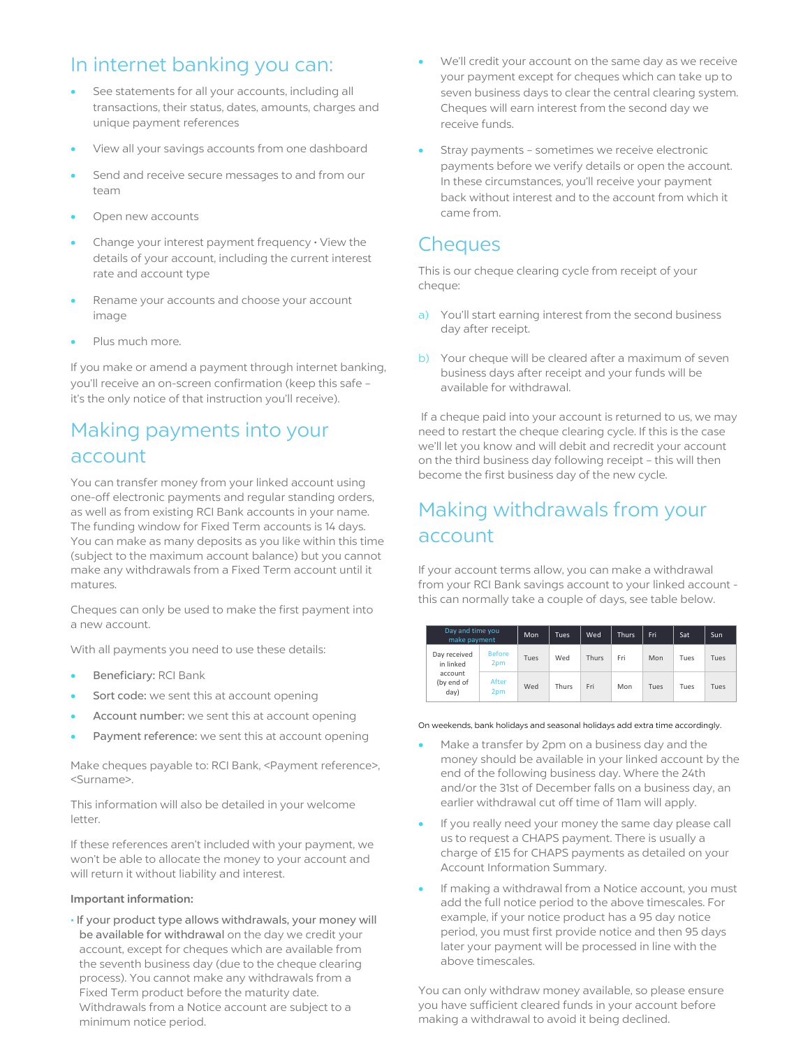## In internet banking you can:

- See statements for all your accounts, including all transactions, their status, dates, amounts, charges and unique payment references
- View all your savings accounts from one dashboard
- Send and receive secure messages to and from our team
- Open new accounts
- Change your interest payment frequency • View the details of your account, including the current interest rate and account type
- Rename your accounts and choose your account image
- Plus much more.

If you make or amend a payment through internet banking, you'll receive an on-screen confirmation (keep this safe – it's the only notice of that instruction you'll receive).

## Making payments into your account

You can transfer money from your linked account using one-off electronic payments and regular standing orders, as well as from existing RCI Bank accounts in your name. The funding window for Fixed Term accounts is 14 days. You can make as many deposits as you like within this time (subject to the maximum account balance) but you cannot make any withdrawals from a Fixed Term account until it matures.

Cheques can only be used to make the first payment into a new account.

With all payments you need to use these details:

- **Beneficiary:** RCI Bank
- **Sort code:** we sent this at account opening
- **Account number:** we sent this at account opening
- **Payment reference:** we sent this at account opening

Make cheques payable to: RCI Bank, <Payment reference>, <Surname>.

This information will also be detailed in your welcome letter.

If these references aren't included with your payment, we won't be able to allocate the money to your account and will return it without liability and interest.

**Important information:**

- **If your product type allows withdrawals, your money will be available for withdrawal** on the day we credit your account, except for cheques which are available from the seventh business day (due to the cheque clearing process). You cannot make any withdrawals from a Fixed Term product before the maturity date. Withdrawals from a Notice account are subject to a minimum notice period.
- We'll credit your account on the same day as we receive your payment except for cheques which can take up to seven business days to clear the central clearing system. Cheques will earn interest from the second day we receive funds.
- Stray payments – sometimes we receive electronic payments before we verify details or open the account. In these circumstances, you'll receive your payment back without interest and to the account from which it came from.

## Cheques

This is our cheque clearing cycle from receipt of your cheque:

a) You'll start earning interest from the second business day after receipt.

b) Your cheque will be cleared after a maximum of seven business days after receipt and your funds will be available for withdrawal.

If a cheque paid into your account is returned to us, we may need to restart the cheque clearing cycle. If this is the case we'll let you know and will debit and recredit your account on the third business day following receipt – this will then become the first business day of the new cycle.

## Making withdrawals from your account

If your account terms allow, you can make a withdrawal from your RCI Bank savings account to your linked account - this can normally take a couple of days, see table below.

| Day and time you make payment | | Mon | Tues | Wed | Thurs | Fri | Sat | Sun |
|---|---|---|---|---|---|---|---|---|
| Day received in linked account (by end of day) | Before 2pm | Tues | Wed | Thurs | Fri | Mon | Tues | Tues |
| | After 2pm | Wed | Thurs | Fri | Mon | Tues | Tues | Tues |

On weekends, bank holidays and seasonal holidays add extra time accordingly.

- Make a transfer by 2pm on a business day and the money should be available in your linked account by the end of the following business day. Where the 24th and/or the 31st of December falls on a business day, an earlier withdrawal cut off time of 11am will apply.
- If you really need your money the same day please call us to request a CHAPS payment. There is usually a charge of £15 for CHAPS payments as detailed on your Account Information Summary.
- If making a withdrawal from a Notice account, you must add the full notice period to the above timescales. For example, if your notice product has a 95 day notice period, you must first provide notice and then 95 days later your payment will be processed in line with the above timescales.

You can only withdraw money available, so please ensure you have sufficient cleared funds in your account before making a withdrawal to avoid it being declined.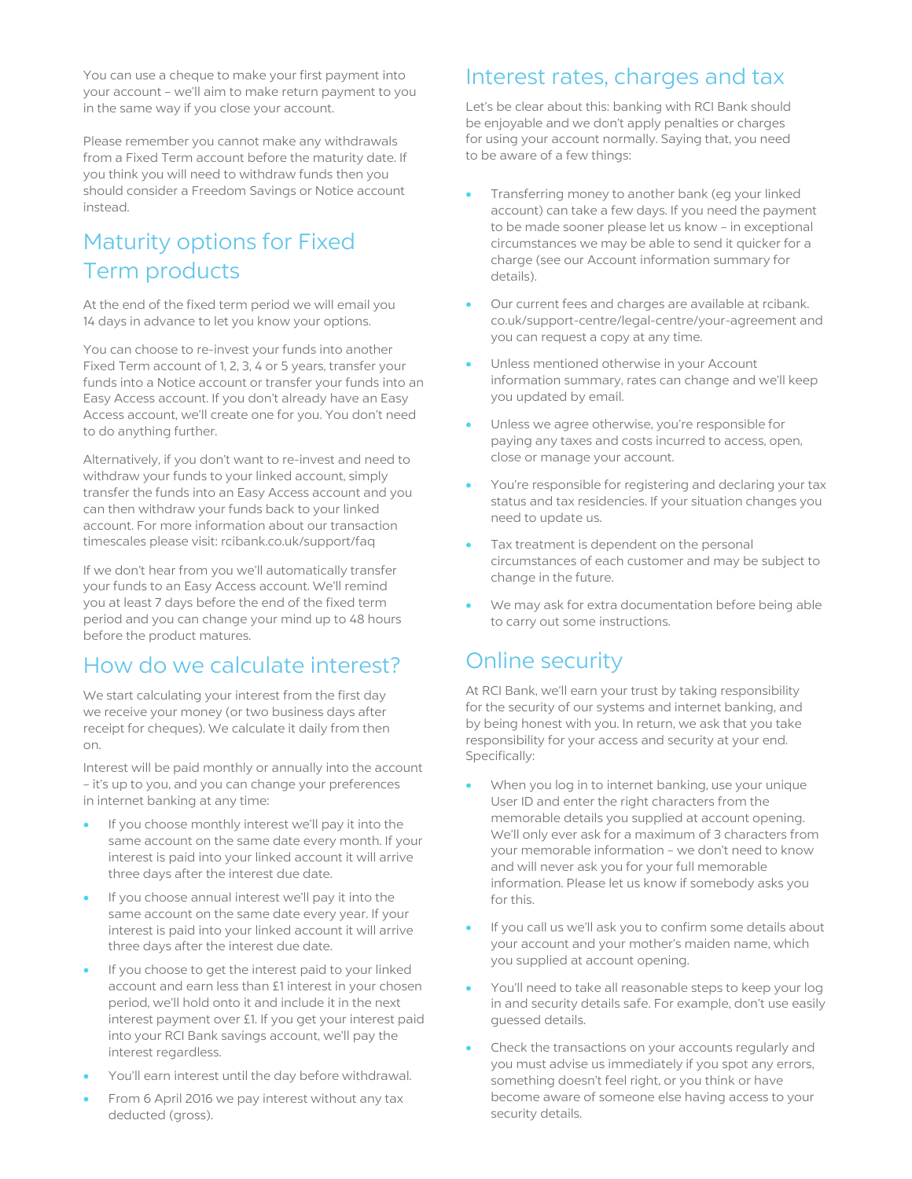You can use a cheque to make your first payment into your account – we'll aim to make return payment to you in the same way if you close your account.

Please remember you cannot make any withdrawals from a Fixed Term account before the maturity date. If you think you will need to withdraw funds then you should consider a Freedom Savings or Notice account instead.

## Maturity options for Fixed Term products

At the end of the fixed term period we will email you 14 days in advance to let you know your options.

You can choose to re-invest your funds into another Fixed Term account of 1, 2, 3, 4 or 5 years, transfer your funds into a Notice account or transfer your funds into an Easy Access account. If you don't already have an Easy Access account, we'll create one for you. You don't need to do anything further.

Alternatively, if you don't want to re-invest and need to withdraw your funds to your linked account, simply transfer the funds into an Easy Access account and you can then withdraw your funds back to your linked account. For more information about our transaction timescales please visit: rcibank.co.uk/support/faq

If we don't hear from you we'll automatically transfer your funds to an Easy Access account. We'll remind you at least 7 days before the end of the fixed term period and you can change your mind up to 48 hours before the product matures.

## How do we calculate interest?

We start calculating your interest from the first day we receive your money (or two business days after receipt for cheques). We calculate it daily from then on.

Interest will be paid monthly or annually into the account – it's up to you, and you can change your preferences in internet banking at any time:

- If you choose monthly interest we'll pay it into the same account on the same date every month. If your interest is paid into your linked account it will arrive three days after the interest due date.
- If you choose annual interest we'll pay it into the same account on the same date every year. If your interest is paid into your linked account it will arrive three days after the interest due date.
- If you choose to get the interest paid to your linked account and earn less than £1 interest in your chosen period, we'll hold onto it and include it in the next interest payment over £1. If you get your interest paid into your RCI Bank savings account, we'll pay the interest regardless.
- You'll earn interest until the day before withdrawal.
- From 6 April 2016 we pay interest without any tax deducted (gross).

## Interest rates, charges and tax

Let's be clear about this: banking with RCI Bank should be enjoyable and we don't apply penalties or charges for using your account normally. Saying that, you need to be aware of a few things:

- Transferring money to another bank (eg your linked account) can take a few days. If you need the payment to be made sooner please let us know – in exceptional circumstances we may be able to send it quicker for a charge (see our Account information summary for details).
- Our current fees and charges are available at rcibank.co.uk/support-centre/legal-centre/your-agreement and you can request a copy at any time.
- Unless mentioned otherwise in your Account information summary, rates can change and we'll keep you updated by email.
- Unless we agree otherwise, you're responsible for paying any taxes and costs incurred to access, open, close or manage your account.
- You're responsible for registering and declaring your tax status and tax residencies. If your situation changes you need to update us.
- Tax treatment is dependent on the personal circumstances of each customer and may be subject to change in the future.
- We may ask for extra documentation before being able to carry out some instructions.

## Online security

At RCI Bank, we'll earn your trust by taking responsibility for the security of our systems and internet banking, and by being honest with you. In return, we ask that you take responsibility for your access and security at your end. Specifically:

- When you log in to internet banking, use your unique User ID and enter the right characters from the memorable details you supplied at account opening. We'll only ever ask for a maximum of 3 characters from your memorable information – we don't need to know and will never ask you for your full memorable information. Please let us know if somebody asks you for this.
- If you call us we'll ask you to confirm some details about your account and your mother's maiden name, which you supplied at account opening.
- You'll need to take all reasonable steps to keep your log in and security details safe. For example, don't use easily guessed details.
- Check the transactions on your accounts regularly and you must advise us immediately if you spot any errors, something doesn't feel right, or you think or have become aware of someone else having access to your security details.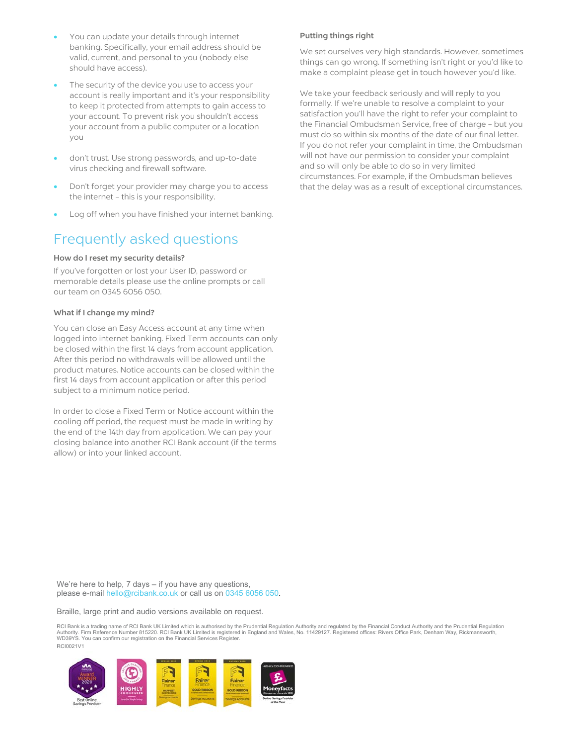- You can update your details through internet banking. Specifically, your email address should be valid, current, and personal to you (nobody else should have access).
- The security of the device you use to access your account is really important and it's your responsibility to keep it protected from attempts to gain access to your account. To prevent risk you shouldn't access your account from a public computer or a location you
- don't trust. Use strong passwords, and up-to-date virus checking and firewall software.
- Don't forget your provider may charge you to access the internet – this is your responsibility.
- Log off when you have finished your internet banking.

## Frequently asked questions

**How do I reset my security details?**

If you've forgotten or lost your User ID, password or memorable details please use the online prompts or call our team on 0345 6056 050.

**What if I change my mind?**

You can close an Easy Access account at any time when logged into internet banking. Fixed Term accounts can only be closed within the first 14 days from account application. After this period no withdrawals will be allowed until the product matures. Notice accounts can be closed within the first 14 days from account application or after this period subject to a minimum notice period.

In order to close a Fixed Term or Notice account within the cooling off period, the request must be made in writing by the end of the 14th day from application. We can pay your closing balance into another RCI Bank account (if the terms allow) or into your linked account.

**Putting things right**

We set ourselves very high standards. However, sometimes things can go wrong. If something isn't right or you'd like to make a complaint please get in touch however you'd like.

We take your feedback seriously and will reply to you formally. If we're unable to resolve a complaint to your satisfaction you'll have the right to refer your complaint to the Financial Ombudsman Service, free of charge – but you must do so within six months of the date of our final letter. If you do not refer your complaint in time, the Ombudsman will not have our permission to consider your complaint and so will only be able to do so in very limited circumstances. For example, if the Ombudsman believes that the delay was as a result of exceptional circumstances.

We're here to help, 7 days – if you have any questions,
please e-mail hello@rcibank.co.uk or call us on 0345 6056 050.

Braille, large print and audio versions available on request.

RCI Bank is a trading name of RCI Bank UK Limited which is authorised by the Prudential Regulation Authority and regulated by the Financial Conduct Authority and the Prudential Regulation Authority. Firm Reference Number 815220. RCI Bank UK Limited is registered in England and Wales, No. 11429127. Registered offices: Rivers Office Park, Denham Way, Rickmansworth, WD39YS. You can confirm our registration on the Financial Services Register.

RCI0021V1